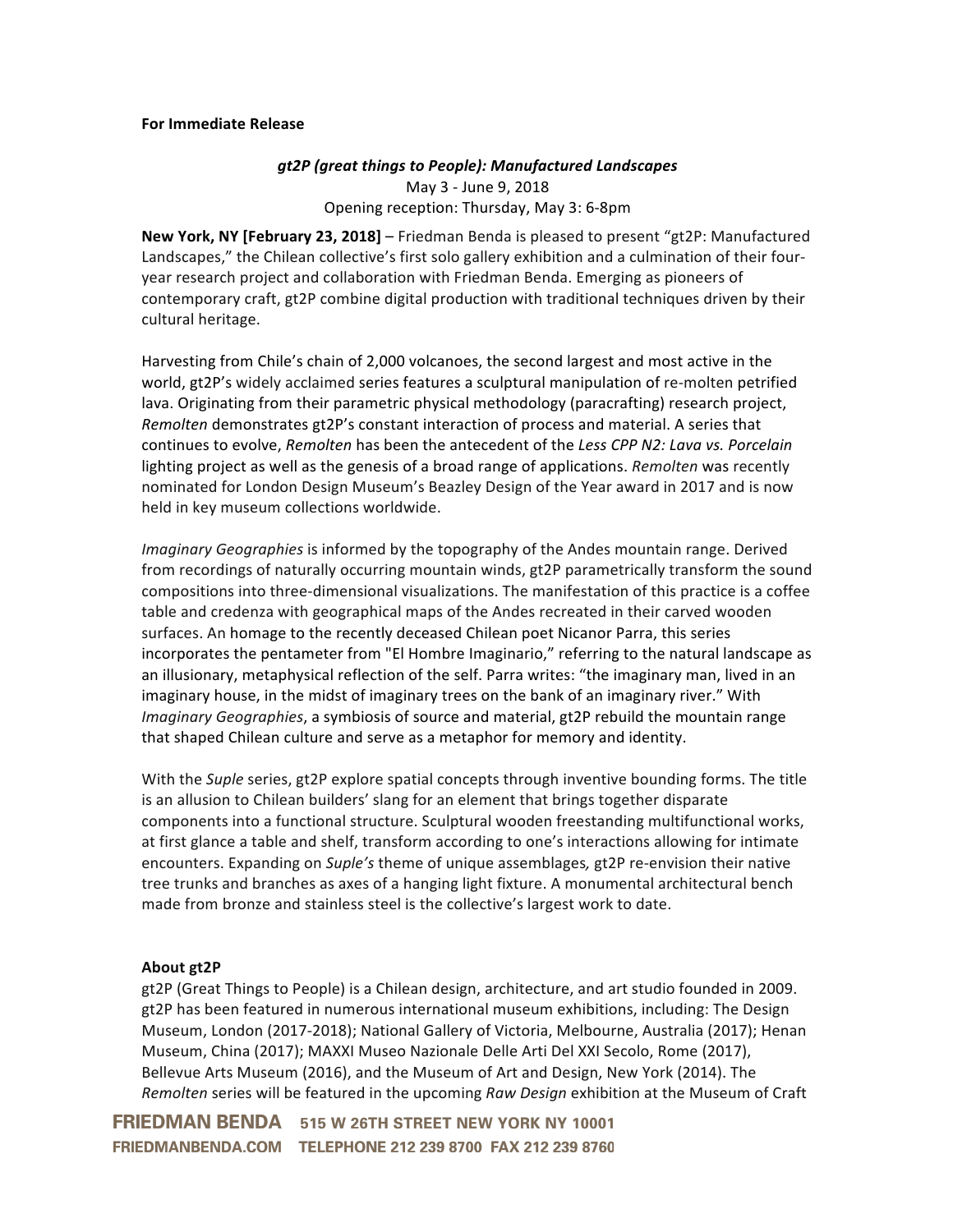**For Immediate Release**

***gt2P (great things to People): Manufactured Landscapes***

May 3 - June 9, 2018

Opening reception: Thursday, May 3: 6-8pm

**New York, NY [February 23, 2018]** – Friedman Benda is pleased to present "gt2P: Manufactured Landscapes," the Chilean collective's first solo gallery exhibition and a culmination of their four-year research project and collaboration with Friedman Benda. Emerging as pioneers of contemporary craft, gt2P combine digital production with traditional techniques driven by their cultural heritage.

Harvesting from Chile's chain of 2,000 volcanoes, the second largest and most active in the world, gt2P's widely acclaimed series features a sculptural manipulation of re-molten petrified lava. Originating from their parametric physical methodology (paracrafting) research project, *Remolten* demonstrates gt2P's constant interaction of process and material. A series that continues to evolve, *Remolten* has been the antecedent of the *Less CPP N2: Lava vs. Porcelain* lighting project as well as the genesis of a broad range of applications. *Remolten* was recently nominated for London Design Museum's Beazley Design of the Year award in 2017 and is now held in key museum collections worldwide.

*Imaginary Geographies* is informed by the topography of the Andes mountain range. Derived from recordings of naturally occurring mountain winds, gt2P parametrically transform the sound compositions into three-dimensional visualizations. The manifestation of this practice is a coffee table and credenza with geographical maps of the Andes recreated in their carved wooden surfaces. An homage to the recently deceased Chilean poet Nicanor Parra, this series incorporates the pentameter from "El Hombre Imaginario," referring to the natural landscape as an illusionary, metaphysical reflection of the self. Parra writes: "the imaginary man, lived in an imaginary house, in the midst of imaginary trees on the bank of an imaginary river." With *Imaginary Geographies*, a symbiosis of source and material, gt2P rebuild the mountain range that shaped Chilean culture and serve as a metaphor for memory and identity.

With the *Suple* series, gt2P explore spatial concepts through inventive bounding forms. The title is an allusion to Chilean builders' slang for an element that brings together disparate components into a functional structure. Sculptural wooden freestanding multifunctional works, at first glance a table and shelf, transform according to one's interactions allowing for intimate encounters. Expanding on *Suple's* theme of unique assemblages, gt2P re-envision their native tree trunks and branches as axes of a hanging light fixture. A monumental architectural bench made from bronze and stainless steel is the collective's largest work to date.

**About gt2P**

gt2P (Great Things to People) is a Chilean design, architecture, and art studio founded in 2009. gt2P has been featured in numerous international museum exhibitions, including: The Design Museum, London (2017-2018); National Gallery of Victoria, Melbourne, Australia (2017); Henan Museum, China (2017); MAXXI Museo Nazionale Delle Arti Del XXI Secolo, Rome (2017), Bellevue Arts Museum (2016), and the Museum of Art and Design, New York (2014). The *Remolten* series will be featured in the upcoming *Raw Design* exhibition at the Museum of Craft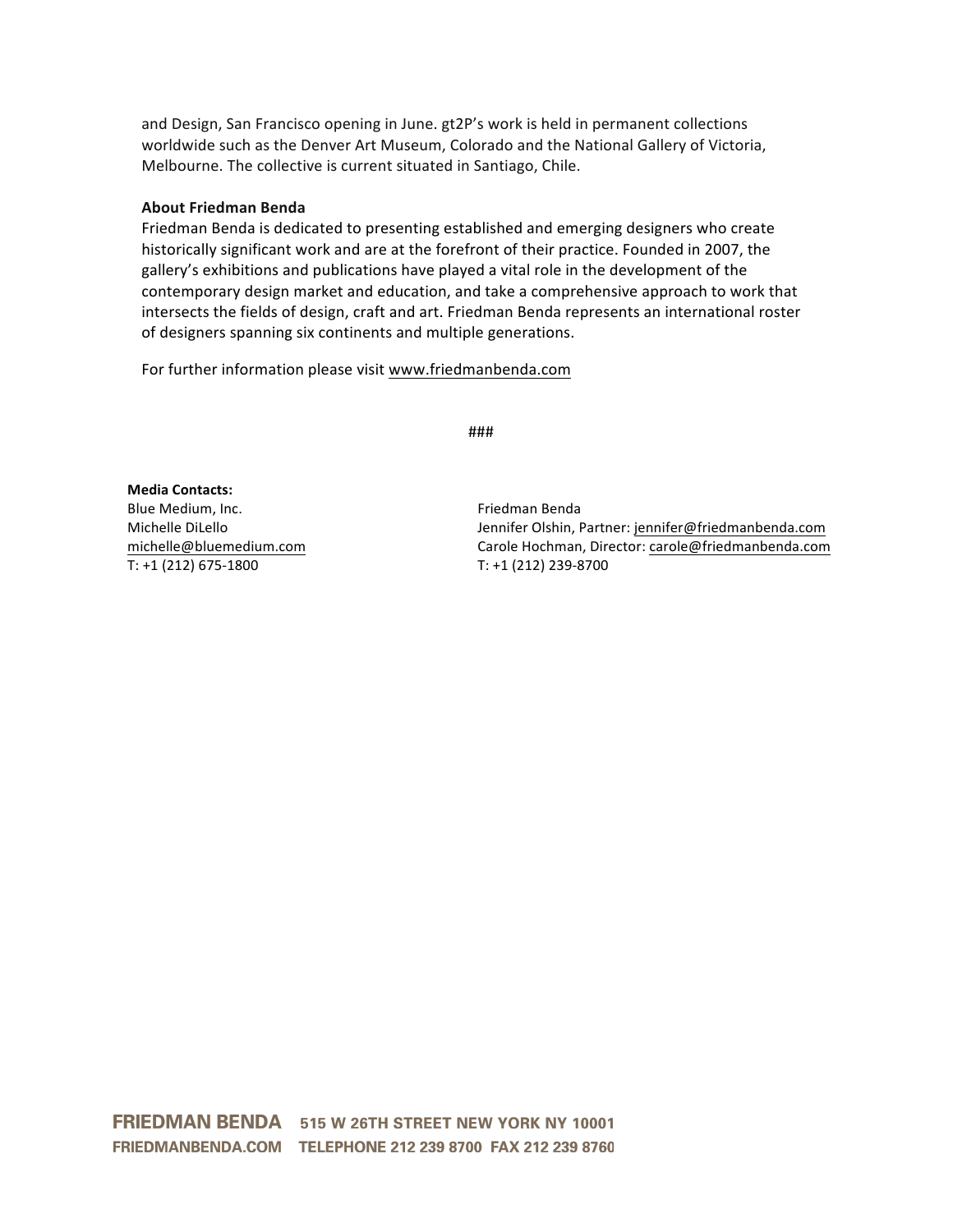and Design, San Francisco opening in June. gt2P's work is held in permanent collections worldwide such as the Denver Art Museum, Colorado and the National Gallery of Victoria, Melbourne. The collective is current situated in Santiago, Chile.

**About Friedman Benda**

Friedman Benda is dedicated to presenting established and emerging designers who create historically significant work and are at the forefront of their practice. Founded in 2007, the gallery's exhibitions and publications have played a vital role in the development of the contemporary design market and education, and take a comprehensive approach to work that intersects the fields of design, craft and art. Friedman Benda represents an international roster of designers spanning six continents and multiple generations.

For further information please visit www.friedmanbenda.com

###

**Media Contacts:**

Blue Medium, Inc.
Michelle DiLello
michelle@bluemedium.com
T: +1 (212) 675-1800

Friedman Benda
Jennifer Olshin, Partner: jennifer@friedmanbenda.com
Carole Hochman, Director: carole@friedmanbenda.com
T: +1 (212) 239-8700

FRIEDMAN BENDA 515 W 26TH STREET NEW YORK NY 10001
FRIEDMANBENDA.COM TELEPHONE 212 239 8700 FAX 212 239 8760